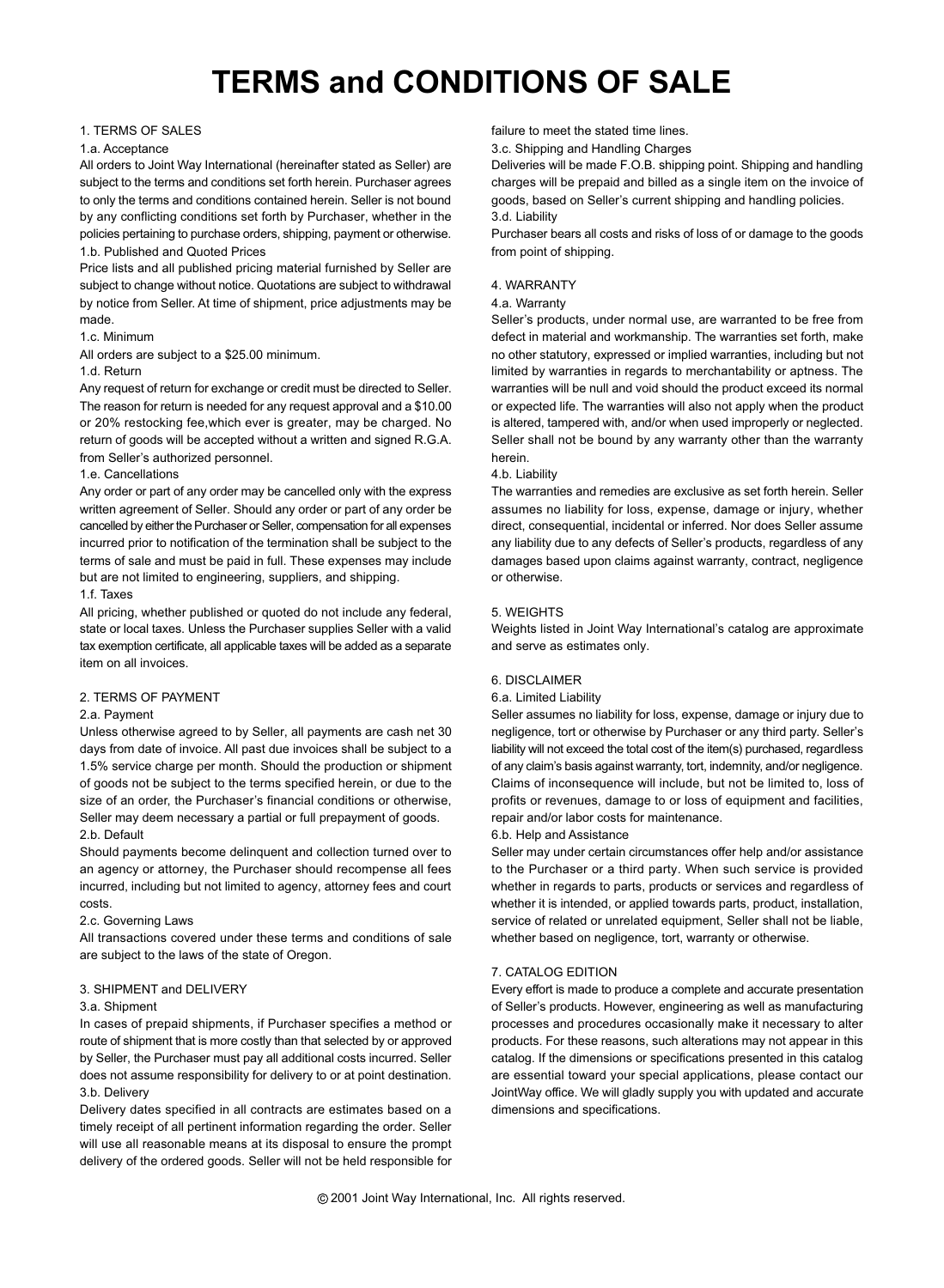# TERMS and CONDITIONS OF SALE

## 1. TERMS OF SALES

### 1.a. Acceptance

All orders to Joint Way International (hereinafter stated as Seller) are subject to the terms and conditions set forth herein. Purchaser agrees to only the terms and conditions contained herein. Seller is not bound by any conflicting conditions set forth by Purchaser, whether in the policies pertaining to purchase orders, shipping, payment or otherwise.

### 1.b. Published and Quoted Prices

Price lists and all published pricing material furnished by Seller are subject to change without notice. Quotations are subject to withdrawal by notice from Seller. At time of shipment, price adjustments may be made.

### 1.c. Minimum

All orders are subject to a $25.00 minimum.

### 1.d. Return

Any request of return for exchange or credit must be directed to Seller. The reason for return is needed for any request approval and a $10.00 or 20% restocking fee,which ever is greater, may be charged. No return of goods will be accepted without a written and signed R.G.A. from Seller's authorized personnel.

### 1.e. Cancellations

Any order or part of any order may be cancelled only with the express written agreement of Seller. Should any order or part of any order be cancelled by either the Purchaser or Seller, compensation for all expenses incurred prior to notification of the termination shall be subject to the terms of sale and must be paid in full. These expenses may include but are not limited to engineering, suppliers, and shipping.

### 1.f. Taxes

All pricing, whether published or quoted do not include any federal, state or local taxes. Unless the Purchaser supplies Seller with a valid tax exemption certificate, all applicable taxes will be added as a separate item on all invoices.

## 2. TERMS OF PAYMENT

### 2.a. Payment

Unless otherwise agreed to by Seller, all payments are cash net 30 days from date of invoice. All past due invoices shall be subject to a 1.5% service charge per month. Should the production or shipment of goods not be subject to the terms specified herein, or due to the size of an order, the Purchaser's financial conditions or otherwise, Seller may deem necessary a partial or full prepayment of goods.

### 2.b. Default

Should payments become delinquent and collection turned over to an agency or attorney, the Purchaser should recompense all fees incurred, including but not limited to agency, attorney fees and court costs.

### 2.c. Governing Laws

All transactions covered under these terms and conditions of sale are subject to the laws of the state of Oregon.

## 3. SHIPMENT and DELIVERY

### 3.a. Shipment

In cases of prepaid shipments, if Purchaser specifies a method or route of shipment that is more costly than that selected by or approved by Seller, the Purchaser must pay all additional costs incurred. Seller does not assume responsibility for delivery to or at point destination.

### 3.b. Delivery

Delivery dates specified in all contracts are estimates based on a timely receipt of all pertinent information regarding the order. Seller will use all reasonable means at its disposal to ensure the prompt delivery of the ordered goods. Seller will not be held responsible for failure to meet the stated time lines.

### 3.c. Shipping and Handling Charges

Deliveries will be made F.O.B. shipping point. Shipping and handling charges will be prepaid and billed as a single item on the invoice of goods, based on Seller's current shipping and handling policies.

### 3.d. Liability

Purchaser bears all costs and risks of loss of or damage to the goods from point of shipping.

## 4. WARRANTY

### 4.a. Warranty

Seller's products, under normal use, are warranted to be free from defect in material and workmanship. The warranties set forth, make no other statutory, expressed or implied warranties, including but not limited by warranties in regards to merchantability or aptness. The warranties will be null and void should the product exceed its normal or expected life. The warranties will also not apply when the product is altered, tampered with, and/or when used improperly or neglected. Seller shall not be bound by any warranty other than the warranty herein.

### 4.b. Liability

The warranties and remedies are exclusive as set forth herein. Seller assumes no liability for loss, expense, damage or injury, whether direct, consequential, incidental or inferred. Nor does Seller assume any liability due to any defects of Seller's products, regardless of any damages based upon claims against warranty, contract, negligence or otherwise.

## 5. WEIGHTS

Weights listed in Joint Way International's catalog are approximate and serve as estimates only.

## 6. DISCLAIMER

### 6.a. Limited Liability

Seller assumes no liability for loss, expense, damage or injury due to negligence, tort or otherwise by Purchaser or any third party. Seller's liability will not exceed the total cost of the item(s) purchased, regardless of any claim's basis against warranty, tort, indemnity, and/or negligence. Claims of inconsequence will include, but not be limited to, loss of profits or revenues, damage to or loss of equipment and facilities, repair and/or labor costs for maintenance.

### 6.b. Help and Assistance

Seller may under certain circumstances offer help and/or assistance to the Purchaser or a third party. When such service is provided whether in regards to parts, products or services and regardless of whether it is intended, or applied towards parts, product, installation, service of related or unrelated equipment, Seller shall not be liable, whether based on negligence, tort, warranty or otherwise.

## 7. CATALOG EDITION

Every effort is made to produce a complete and accurate presentation of Seller's products. However, engineering as well as manufacturing processes and procedures occasionally make it necessary to alter products. For these reasons, such alterations may not appear in this catalog. If the dimensions or specifications presented in this catalog are essential toward your special applications, please contact our JointWay office. We will gladly supply you with updated and accurate dimensions and specifications.

© 2001 Joint Way International, Inc. All rights reserved.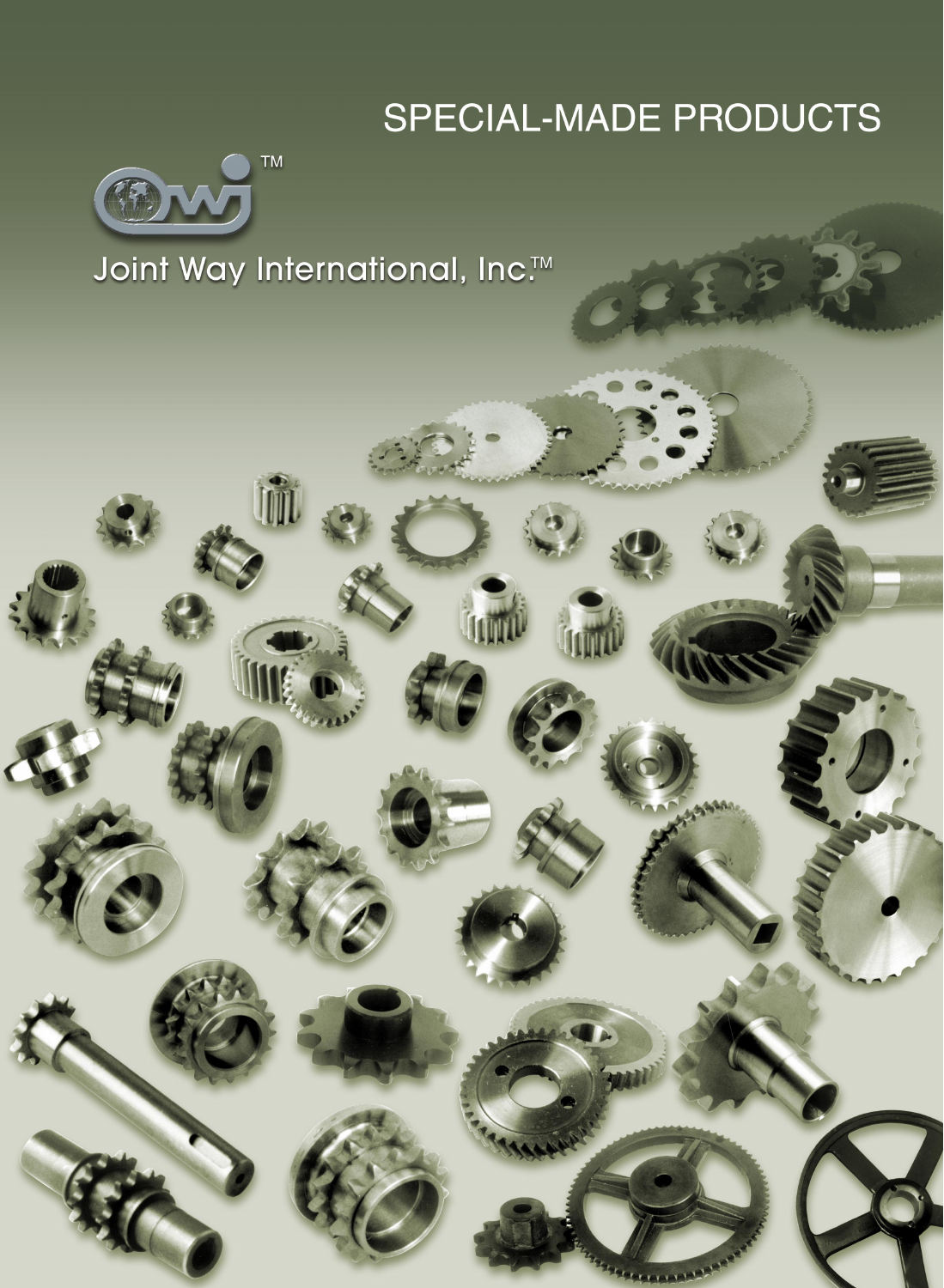# SPECIAL-MADE PRODUCTS

Joint Way International, Inc.™